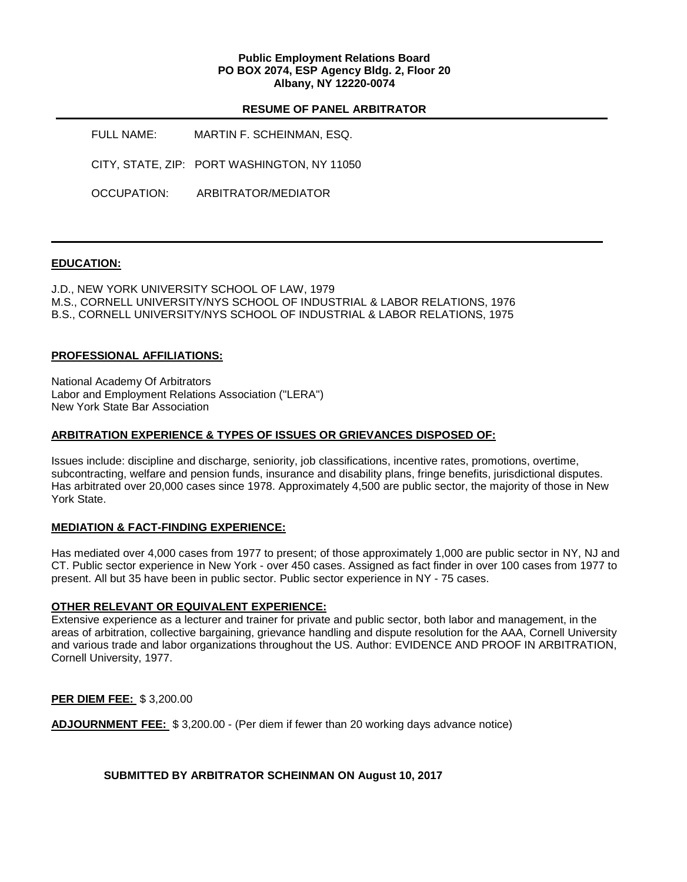**Public Employment Relations Board**
**PO BOX 2074, ESP Agency Bldg. 2, Floor 20**
**Albany, NY 12220-0074**

**RESUME OF PANEL ARBITRATOR**

FULL NAME: MARTIN F. SCHEINMAN, ESQ.

CITY, STATE, ZIP: PORT WASHINGTON, NY 11050

OCCUPATION: ARBITRATOR/MEDIATOR

---

## EDUCATION:

J.D., NEW YORK UNIVERSITY SCHOOL OF LAW, 1979
M.S., CORNELL UNIVERSITY/NYS SCHOOL OF INDUSTRIAL & LABOR RELATIONS, 1976
B.S., CORNELL UNIVERSITY/NYS SCHOOL OF INDUSTRIAL & LABOR RELATIONS, 1975

## PROFESSIONAL AFFILIATIONS:

National Academy Of Arbitrators
Labor and Employment Relations Association ("LERA")
New York State Bar Association

## ARBITRATION EXPERIENCE & TYPES OF ISSUES OR GRIEVANCES DISPOSED OF:

Issues include: discipline and discharge, seniority, job classifications, incentive rates, promotions, overtime, subcontracting, welfare and pension funds, insurance and disability plans, fringe benefits, jurisdictional disputes. Has arbitrated over 20,000 cases since 1978. Approximately 4,500 are public sector, the majority of those in New York State.

## MEDIATION & FACT-FINDING EXPERIENCE:

Has mediated over 4,000 cases from 1977 to present; of those approximately 1,000 are public sector in NY, NJ and CT. Public sector experience in New York - over 450 cases. Assigned as fact finder in over 100 cases from 1977 to present. All but 35 have been in public sector. Public sector experience in NY - 75 cases.

## OTHER RELEVANT OR EQUIVALENT EXPERIENCE:

Extensive experience as a lecturer and trainer for private and public sector, both labor and management, in the areas of arbitration, collective bargaining, grievance handling and dispute resolution for the AAA, Cornell University and various trade and labor organizations throughout the US. Author: EVIDENCE AND PROOF IN ARBITRATION, Cornell University, 1977.

**PER DIEM FEE:** $ 3,200.00

**ADJOURNMENT FEE:** $ 3,200.00 - (Per diem if fewer than 20 working days advance notice)

**SUBMITTED BY ARBITRATOR SCHEINMAN ON August 10, 2017**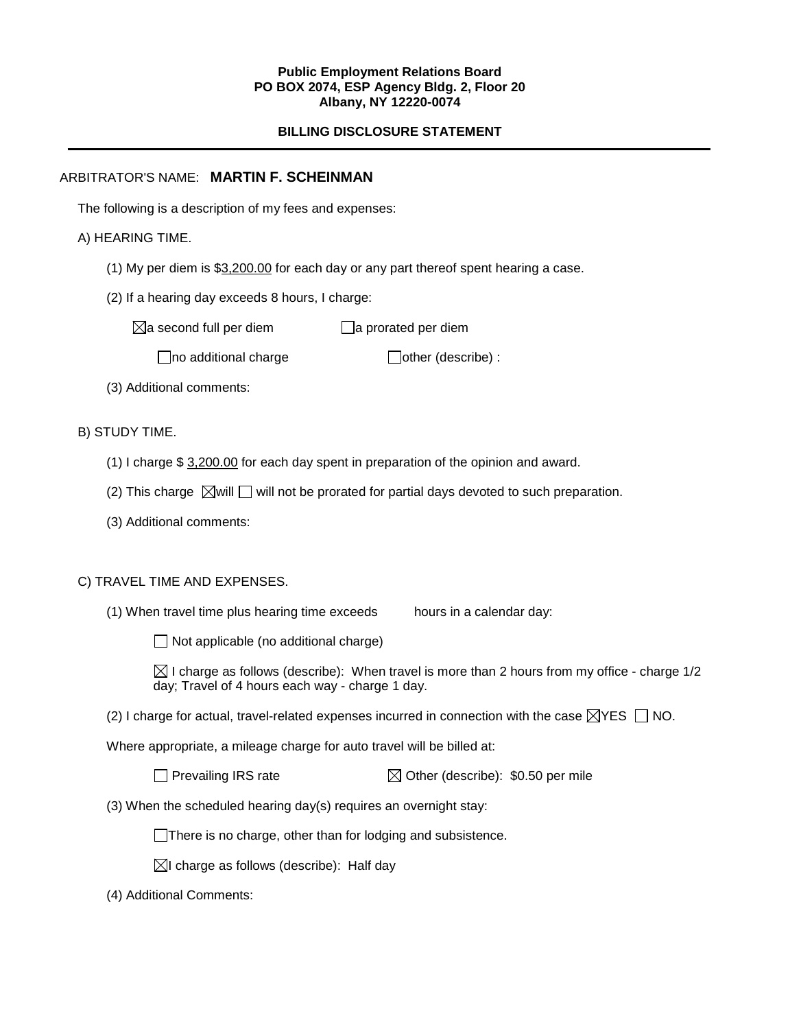**Public Employment Relations Board**
**PO BOX 2074, ESP Agency Bldg. 2, Floor 20**
**Albany, NY 12220-0074**

**BILLING DISCLOSURE STATEMENT**

---

ARBITRATOR'S NAME: **MARTIN F. SCHEINMAN**

The following is a description of my fees and expenses:

A) HEARING TIME.

(1) My per diem is $3,200.00 for each day or any part thereof spent hearing a case.

(2) If a hearing day exceeds 8 hours, I charge:

☒ a second full per diem ☐ a prorated per diem

☐ no additional charge ☐ other (describe) :

(3) Additional comments:

B) STUDY TIME.

(1) I charge $ 3,200.00 for each day spent in preparation of the opinion and award.

(2) This charge ☒ will ☐ will not be prorated for partial days devoted to such preparation.

(3) Additional comments:

C) TRAVEL TIME AND EXPENSES.

(1) When travel time plus hearing time exceeds hours in a calendar day:

☐ Not applicable (no additional charge)

☒ I charge as follows (describe): When travel is more than 2 hours from my office - charge 1/2 day; Travel of 4 hours each way - charge 1 day.

(2) I charge for actual, travel-related expenses incurred in connection with the case ☒ YES ☐ NO.

Where appropriate, a mileage charge for auto travel will be billed at:

☐ Prevailing IRS rate ☒ Other (describe): $0.50 per mile

(3) When the scheduled hearing day(s) requires an overnight stay:

☐ There is no charge, other than for lodging and subsistence.

☒ I charge as follows (describe): Half day

(4) Additional Comments: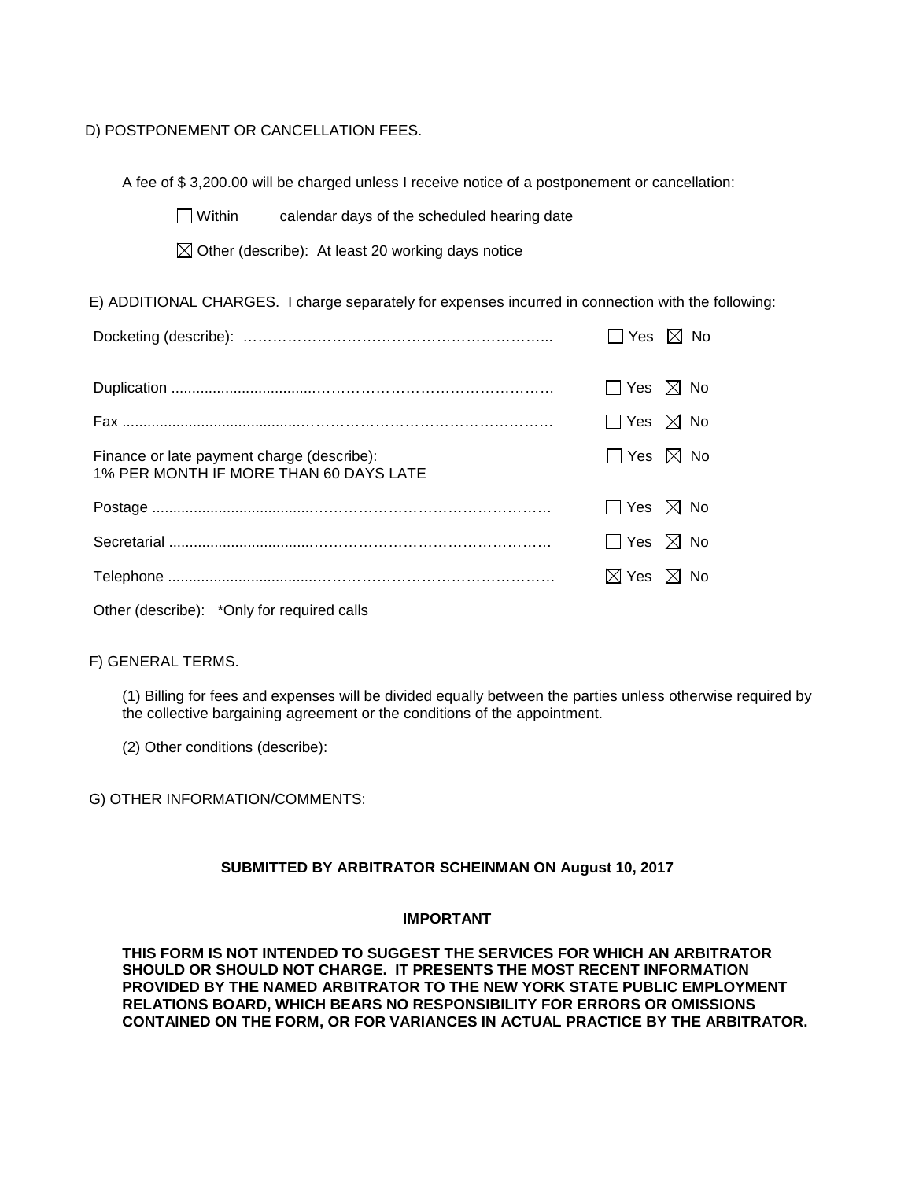D) POSTPONEMENT OR CANCELLATION FEES.

A fee of $ 3,200.00 will be charged unless I receive notice of a postponement or cancellation:

☐ Within calendar days of the scheduled hearing date

☒ Other (describe): At least 20 working days notice

E) ADDITIONAL CHARGES. I charge separately for expenses incurred in connection with the following:

| | |
|---|---|
| Docketing (describe): | ☐ Yes ☒ No |
| Duplication | ☐ Yes ☒ No |
| Fax | ☐ Yes ☒ No |
| Finance or late payment charge (describe): 1% PER MONTH IF MORE THAN 60 DAYS LATE | ☐ Yes ☒ No |
| Postage | ☐ Yes ☒ No |
| Secretarial | ☐ Yes ☒ No |
| Telephone | ☒ Yes ☒ No |

Other (describe): *Only for required calls

F) GENERAL TERMS.

(1) Billing for fees and expenses will be divided equally between the parties unless otherwise required by the collective bargaining agreement or the conditions of the appointment.

(2) Other conditions (describe):

G) OTHER INFORMATION/COMMENTS:

**SUBMITTED BY ARBITRATOR SCHEINMAN ON August 10, 2017**

**IMPORTANT**

**THIS FORM IS NOT INTENDED TO SUGGEST THE SERVICES FOR WHICH AN ARBITRATOR SHOULD OR SHOULD NOT CHARGE. IT PRESENTS THE MOST RECENT INFORMATION PROVIDED BY THE NAMED ARBITRATOR TO THE NEW YORK STATE PUBLIC EMPLOYMENT RELATIONS BOARD, WHICH BEARS NO RESPONSIBILITY FOR ERRORS OR OMISSIONS CONTAINED ON THE FORM, OR FOR VARIANCES IN ACTUAL PRACTICE BY THE ARBITRATOR.**